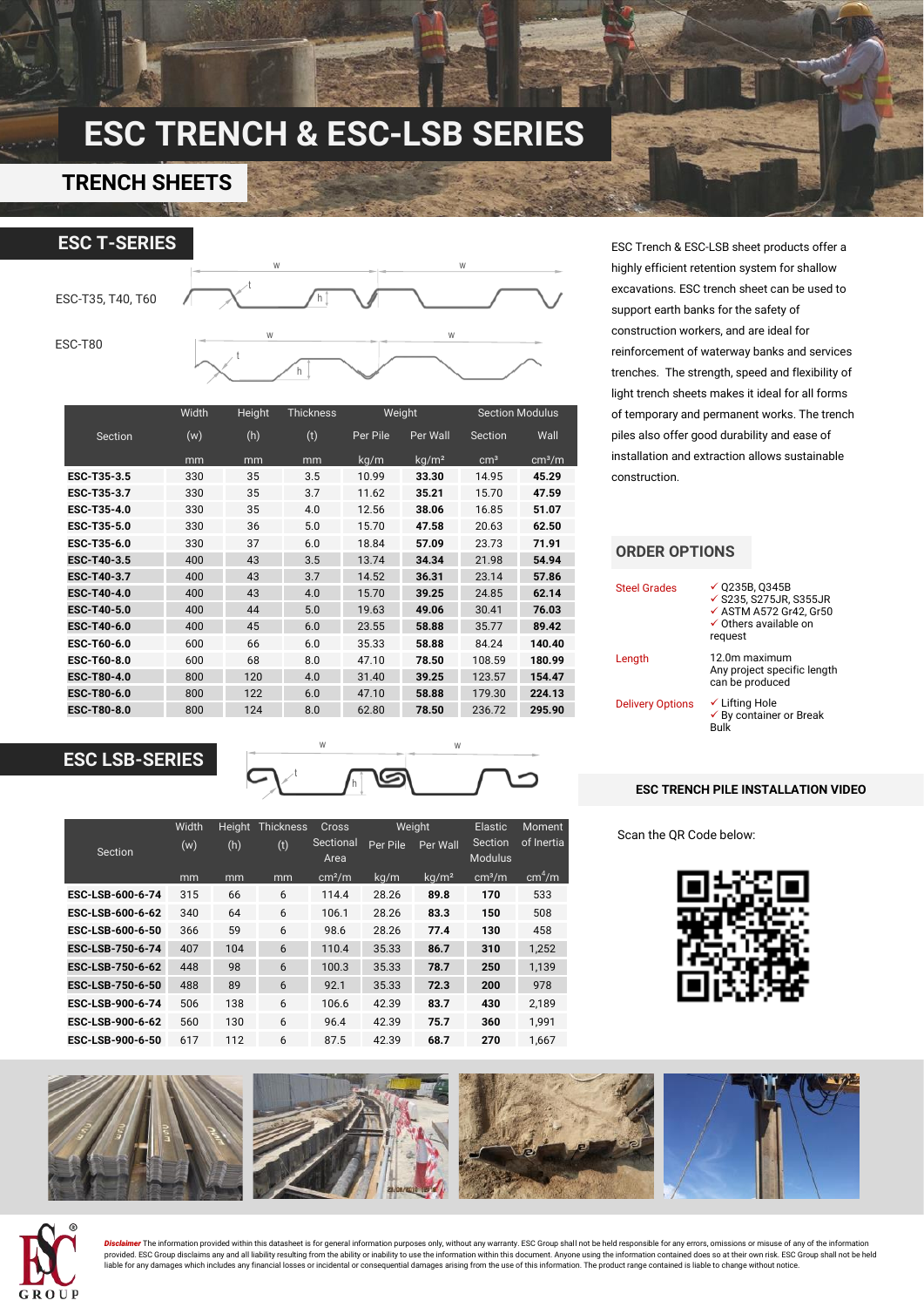# ESC TRENCH & ESC-LSB SERIES

## TRENCH SHEETS

## ESC T-SERIES

ESC-T35, T40, T60

ESC-T80

| Section | Width (w) | Height (h) | Thickness (t) | Weight Per Pile | Weight Per Wall | Section Modulus Section | Section Modulus Wall |
|---|---|---|---|---|---|---|---|
| | mm | mm | mm | kg/m | kg/m² | cm³ | cm³/m |
| **ESC-T35-3.5** | 330 | 35 | 3.5 | 10.99 | **33.30** | 14.95 | **45.29** |
| **ESC-T35-3.7** | 330 | 35 | 3.7 | 11.62 | **35.21** | 15.70 | **47.59** |
| **ESC-T35-4.0** | 330 | 35 | 4.0 | 12.56 | **38.06** | 16.85 | **51.07** |
| **ESC-T35-5.0** | 330 | 36 | 5.0 | 15.70 | **47.58** | 20.63 | **62.50** |
| **ESC-T35-6.0** | 330 | 37 | 6.0 | 18.84 | **57.09** | 23.73 | **71.91** |
| **ESC-T40-3.5** | 400 | 43 | 3.5 | 13.74 | **34.34** | 21.98 | **54.94** |
| **ESC-T40-3.7** | 400 | 43 | 3.7 | 14.52 | **36.31** | 23.14 | **57.86** |
| **ESC-T40-4.0** | 400 | 43 | 4.0 | 15.70 | **39.25** | 24.85 | **62.14** |
| **ESC-T40-5.0** | 400 | 44 | 5.0 | 19.63 | **49.06** | 30.41 | **76.03** |
| **ESC-T40-6.0** | 400 | 45 | 6.0 | 23.55 | **58.88** | 35.77 | **89.42** |
| **ESC-T60-6.0** | 600 | 66 | 6.0 | 35.33 | **58.88** | 84.24 | **140.40** |
| **ESC-T60-8.0** | 600 | 68 | 8.0 | 47.10 | **78.50** | 108.59 | **180.99** |
| **ESC-T80-4.0** | 800 | 120 | 4.0 | 31.40 | **39.25** | 123.57 | **154.47** |
| **ESC-T80-6.0** | 800 | 122 | 6.0 | 47.10 | **58.88** | 179.30 | **224.13** |
| **ESC-T80-8.0** | 800 | 124 | 8.0 | 62.80 | **78.50** | 236.72 | **295.90** |

## ESC LSB-SERIES

| Section | Width (w) | Height (h) | Thickness (t) | Cross Sectional Area | Weight Per Pile | Weight Per Wall | Elastic Section Modulus | Moment of Inertia |
|---|---|---|---|---|---|---|---|---|
| | mm | mm | mm | cm²/m | kg/m | kg/m² | cm³/m | cm⁴/m |
| **ESC-LSB-600-6-74** | 315 | 66 | 6 | 114.4 | 28.26 | **89.8** | **170** | 533 |
| **ESC-LSB-600-6-62** | 340 | 64 | 6 | 106.1 | 28.26 | **83.3** | **150** | 508 |
| **ESC-LSB-600-6-50** | 366 | 59 | 6 | 98.6 | 28.26 | **77.4** | **130** | 458 |
| **ESC-LSB-750-6-74** | 407 | 104 | 6 | 110.4 | 35.33 | **86.7** | **310** | 1,252 |
| **ESC-LSB-750-6-62** | 448 | 98 | 6 | 100.3 | 35.33 | **78.7** | **250** | 1,139 |
| **ESC-LSB-750-6-50** | 488 | 89 | 6 | 92.1 | 35.33 | **72.3** | **200** | 978 |
| **ESC-LSB-900-6-74** | 506 | 138 | 6 | 106.6 | 42.39 | **83.7** | **430** | 2,189 |
| **ESC-LSB-900-6-62** | 560 | 130 | 6 | 96.4 | 42.39 | **75.7** | **360** | 1,991 |
| **ESC-LSB-900-6-50** | 617 | 112 | 6 | 87.5 | 42.39 | **68.7** | **270** | 1,667 |

ESC Trench & ESC-LSB sheet products offer a highly efficient retention system for shallow excavations. ESC trench sheet can be used to support earth banks for the safety of construction workers, and are ideal for reinforcement of waterway banks and services trenches. The strength, speed and flexibility of light trench sheets makes it ideal for all forms of temporary and permanent works. The trench piles also offer good durability and ease of installation and extraction allows sustainable construction.

## ORDER OPTIONS

| | |
|---|---|
| Steel Grades | ✓ Q235B, Q345B<br>✓ S235, S275JR, S355JR<br>✓ ASTM A572 Gr42, Gr50<br>✓ Others available on request |
| Length | 12.0m maximum<br>Any project specific length can be produced |
| Delivery Options | ✓ Lifting Hole<br>✓ By container or Break Bulk |

### ESC TRENCH PILE INSTALLATION VIDEO

Scan the QR Code below:

***Disclaimer*** The information provided within this datasheet is for general information purposes only, without any warranty. ESC Group shall not be held responsible for any errors, omissions or misuse of any of the information provided. ESC Group disclaims any and all liability resulting from the ability or inability to use the information within this document. Anyone using the information contained does so at their own risk. ESC Group shall not be held liable for any damages which includes any financial losses or incidental or consequential damages arising from the use of this information. The product range contained is liable to change without notice.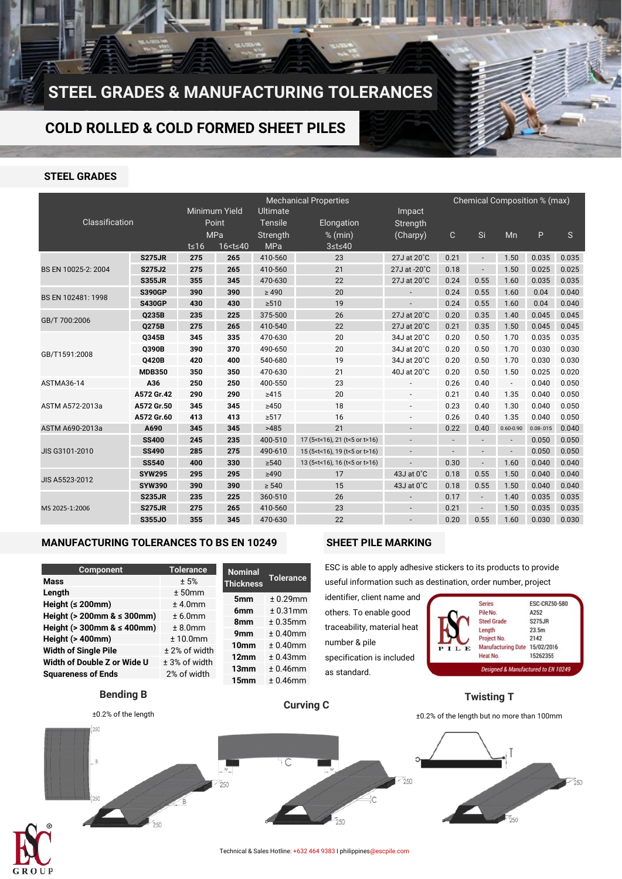# STEEL GRADES & MANUFACTURING TOLERANCES

## COLD ROLLED & COLD FORMED SHEET PILES

### STEEL GRADES

| Classification | | Mechanical Properties | | | | | Chemical Composition % (max) | | | | |
|---|---|---|---|---|---|---|---|---|---|---|---|
| | | Minimum Yield Point MPa t≤16 | Minimum Yield Point MPa 16<t≤40 | Ultimate Tensile Strength MPa | Elongation % (min) 3≤t≤40 | Impact Strength (Charpy) | C | Si | Mn | P | S |
| BS EN 10025-2: 2004 | **S275JR** | 275 | 265 | 410-560 | 23 | 27J at 20˚C | 0.21 | - | 1.50 | 0.035 | 0.035 |
| | **S275J2** | 275 | 265 | 410-560 | 21 | 27J at -20˚C | 0.18 | - | 1.50 | 0.025 | 0.025 |
| | **S355JR** | 355 | 345 | 470-630 | 22 | 27J at 20˚C | 0.24 | 0.55 | 1.60 | 0.035 | 0.035 |
| BS EN 102481: 1998 | **S390GP** | 390 | 390 | ≥ 490 | 20 | - | 0.24 | 0.55 | 1.60 | 0.04 | 0.040 |
| | **S430GP** | 430 | 430 | ≥510 | 19 | - | 0.24 | 0.55 | 1.60 | 0.04 | 0.040 |
| GB/T 700:2006 | **Q235B** | 235 | 225 | 375-500 | 26 | 27J at 20˚C | 0.20 | 0.35 | 1.40 | 0.045 | 0.045 |
| | **Q275B** | 275 | 265 | 410-540 | 22 | 27J at 20˚C | 0.21 | 0.35 | 1.50 | 0.045 | 0.045 |
| GB/T1591:2008 | **Q345B** | 345 | 335 | 470-630 | 20 | 34J at 20˚C | 0.20 | 0.50 | 1.70 | 0.035 | 0.035 |
| | **Q390B** | 390 | 370 | 490-650 | 20 | 34J at 20˚C | 0.20 | 0.50 | 1.70 | 0.030 | 0.030 |
| | **Q420B** | 420 | 400 | 540-680 | 19 | 34J at 20˚C | 0.20 | 0.50 | 1.70 | 0.030 | 0.030 |
| | **MDB350** | 350 | 350 | 470-630 | 21 | 40J at 20˚C | 0.20 | 0.50 | 1.50 | 0.025 | 0.020 |
| ASTMA36-14 | **A36** | 250 | 250 | 400-550 | 23 | - | 0.26 | 0.40 | - | 0.040 | 0.050 |
| ASTM A572-2013a | **A572 Gr.42** | 290 | 290 | ≥415 | 20 | - | 0.21 | 0.40 | 1.35 | 0.040 | 0.050 |
| | **A572 Gr.50** | 345 | 345 | ≥450 | 18 | - | 0.23 | 0.40 | 1.30 | 0.040 | 0.050 |
| | **A572 Gr.60** | 413 | 413 | ≥517 | 16 | - | 0.26 | 0.40 | 1.35 | 0.040 | 0.050 |
| ASTM A690-2013a | **A690** | 345 | 345 | >485 | 21 | - | 0.22 | 0.40 | 0.60-0.90 | 0.08-.015 | 0.040 |
| JIS G3101-2010 | **SS400** | 245 | 235 | 400-510 | 17 (5<t<16), 21 (t<5 or t>16) | - | - | - | - | 0.050 | 0.050 |
| | **SS490** | 285 | 275 | 490-610 | 15 (5<t<16), 19 (t<5 or t>16) | - | - | - | - | 0.050 | 0.050 |
| | **SS540** | 400 | 330 | ≥540 | 13 (5<t<16), 16 (t<5 or t>16) | - | 0.30 | - | 1.60 | 0.040 | 0.040 |
| JIS A5523-2012 | **SYW295** | 295 | 295 | ≥490 | 17 | 43J at 0˚C | 0.18 | 0.55 | 1.50 | 0.040 | 0.040 |
| | **SYW390** | 390 | 390 | ≥ 540 | 15 | 43J at 0˚C | 0.18 | 0.55 | 1.50 | 0.040 | 0.040 |
| MS 2025-1:2006 | **S235JR** | 235 | 225 | 360-510 | 26 | - | 0.17 | - | 1.40 | 0.035 | 0.035 |
| | **S275JR** | 275 | 265 | 410-560 | 23 | - | 0.21 | - | 1.50 | 0.035 | 0.035 |
| | **S355JO** | 355 | 345 | 470-630 | 22 | - | 0.20 | 0.55 | 1.60 | 0.030 | 0.030 |

### MANUFACTURING TOLERANCES TO BS EN 10249

| Component | Tolerance |
|---|---|
| **Mass** | ± 5% |
| **Length** | ± 50mm |
| **Height (≤ 200mm)** | ± 4.0mm |
| **Height (> 200mm & ≤ 300mm)** | ± 6.0mm |
| **Height (> 300mm & ≤ 400mm)** | ± 8.0mm |
| **Height (> 400mm)** | ± 10.0mm |
| **Width of Single Pile** | ± 2% of width |
| **Width of Double Z or Wide U** | ± 3% of width |
| **Squareness of Ends** | 2% of width |

| Nominal Thickness | Tolerance |
|---|---|
| **5mm** | ± 0.29mm |
| **6mm** | ± 0.31mm |
| **8mm** | ± 0.35mm |
| **9mm** | ± 0.40mm |
| **10mm** | ± 0.40mm |
| **12mm** | ± 0.43mm |
| **13mm** | ± 0.46mm |
| **15mm** | ± 0.46mm |

**Bending B**

±0.2% of the length

**Curving C**

**Twisting T**

±0.2% of the length but no more than 100mm

### SHEET PILE MARKING

ESC is able to apply adhesive stickers to its products to provide useful information such as destination, order number, project identifier, client name and others. To enable good traceability, material heat number & pile specification is included as standard.

| | |
|---|---|
| Series | ESC-CRZ50-580 |
| Pile No. | A252 |
| Steel Grade | S275JR |
| Length | 23.5m |
| Project No. | 2142 |
| Manufacturing Date | 15/02/2016 |
| Heat No. | 15262355 |

*Designed & Manufactured to EN 10249*

Technical & Sales Hotline: +632 464 9383 I philippines@escpile.com